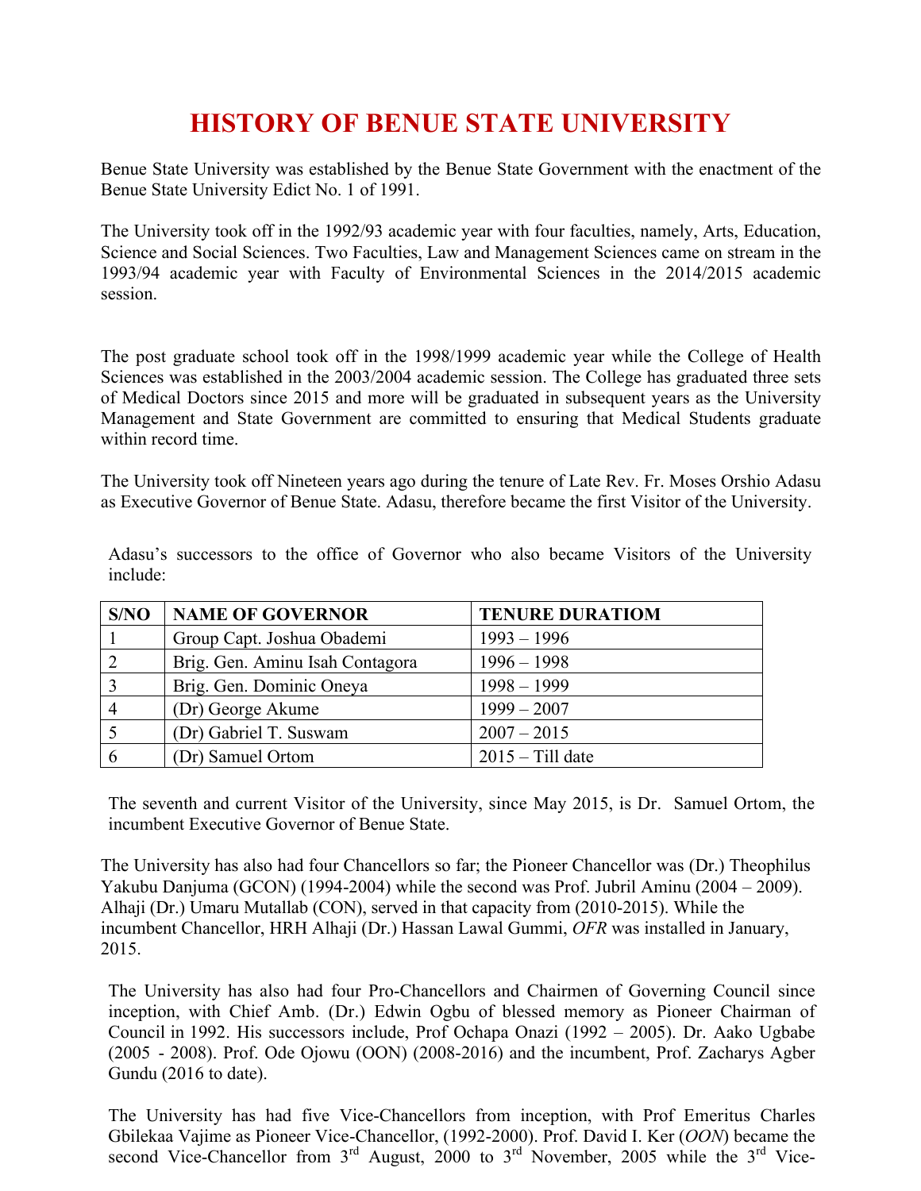# HISTORY OF BENUE STATE UNIVERSITY

Benue State University was established by the Benue State Government with the enactment of the Benue State University Edict No. 1 of 1991.

The University took off in the 1992/93 academic year with four faculties, namely, Arts, Education, Science and Social Sciences. Two Faculties, Law and Management Sciences came on stream in the 1993/94 academic year with Faculty of Environmental Sciences in the 2014/2015 academic session.

The post graduate school took off in the 1998/1999 academic year while the College of Health Sciences was established in the 2003/2004 academic session. The College has graduated three sets of Medical Doctors since 2015 and more will be graduated in subsequent years as the University Management and State Government are committed to ensuring that Medical Students graduate within record time.

The University took off Nineteen years ago during the tenure of Late Rev. Fr. Moses Orshio Adasu as Executive Governor of Benue State. Adasu, therefore became the first Visitor of the University.

Adasu's successors to the office of Governor who also became Visitors of the University include:

| S/NO | NAME OF GOVERNOR | TENURE DURATIOM |
|---|---|---|
| 1 | Group Capt. Joshua Obademi | 1993 – 1996 |
| 2 | Brig. Gen. Aminu Isah Contagora | 1996 – 1998 |
| 3 | Brig. Gen. Dominic Oneya | 1998 – 1999 |
| 4 | (Dr) George Akume | 1999 – 2007 |
| 5 | (Dr) Gabriel T. Suswam | 2007 – 2015 |
| 6 | (Dr) Samuel Ortom | 2015 – Till date |

The seventh and current Visitor of the University, since May 2015, is Dr. Samuel Ortom, the incumbent Executive Governor of Benue State.

The University has also had four Chancellors so far; the Pioneer Chancellor was (Dr.) Theophilus Yakubu Danjuma (GCON) (1994-2004) while the second was Prof. Jubril Aminu (2004 – 2009). Alhaji (Dr.) Umaru Mutallab (CON), served in that capacity from (2010-2015). While the incumbent Chancellor, HRH Alhaji (Dr.) Hassan Lawal Gummi, *OFR* was installed in January, 2015.

The University has also had four Pro-Chancellors and Chairmen of Governing Council since inception, with Chief Amb. (Dr.) Edwin Ogbu of blessed memory as Pioneer Chairman of Council in 1992. His successors include, Prof Ochapa Onazi (1992 – 2005). Dr. Aako Ugbabe (2005 - 2008). Prof. Ode Ojowu (OON) (2008-2016) and the incumbent, Prof. Zacharys Agber Gundu (2016 to date).

The University has had five Vice-Chancellors from inception, with Prof Emeritus Charles Gbilekaa Vajime as Pioneer Vice-Chancellor, (1992-2000). Prof. David I. Ker (*OON*) became the second Vice-Chancellor from 3rd August, 2000 to 3rd November, 2005 while the 3rd Vice-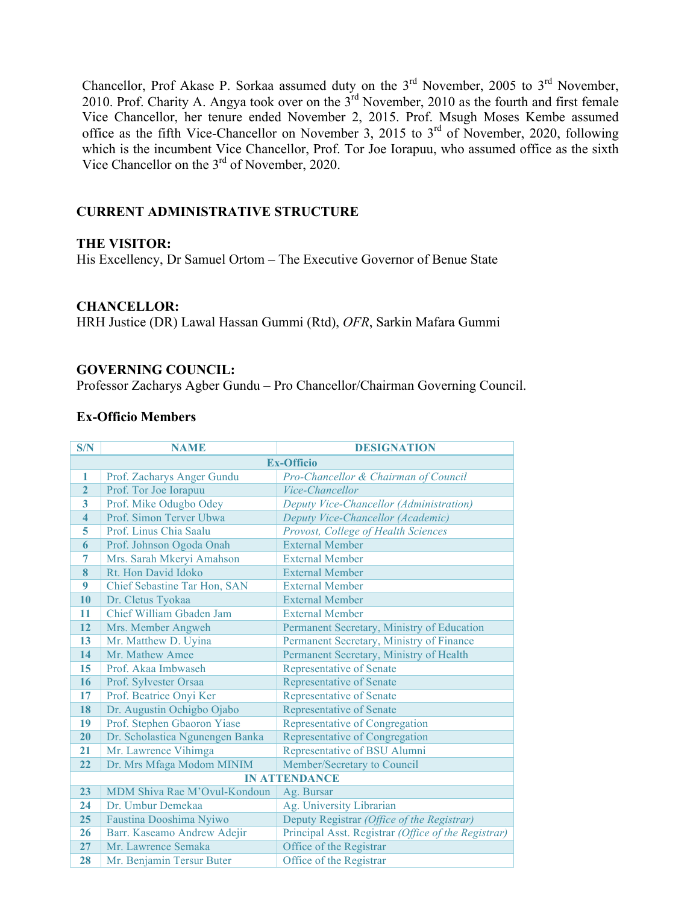Chancellor, Prof Akase P. Sorkaa assumed duty on the 3rd November, 2005 to 3rd November, 2010. Prof. Charity A. Angya took over on the 3rd November, 2010 as the fourth and first female Vice Chancellor, her tenure ended November 2, 2015. Prof. Msugh Moses Kembe assumed office as the fifth Vice-Chancellor on November 3, 2015 to 3rd of November, 2020, following which is the incumbent Vice Chancellor, Prof. Tor Joe Iorapuu, who assumed office as the sixth Vice Chancellor on the 3rd of November, 2020.

## CURRENT ADMINISTRATIVE STRUCTURE

### THE VISITOR:

His Excellency, Dr Samuel Ortom – The Executive Governor of Benue State

### CHANCELLOR:

HRH Justice (DR) Lawal Hassan Gummi (Rtd), *OFR*, Sarkin Mafara Gummi

### GOVERNING COUNCIL:

Professor Zacharys Agber Gundu – Pro Chancellor/Chairman Governing Council.

### Ex-Officio Members

| S/N | NAME | DESIGNATION |
|---|---|---|
| **Ex-Officio** | | |
| 1 | Prof. Zacharys Anger Gundu | *Pro-Chancellor & Chairman of Council* |
| 2 | Prof. Tor Joe Iorapuu | *Vice-Chancellor* |
| 3 | Prof. Mike Odugbo Odey | *Deputy Vice-Chancellor (Administration)* |
| 4 | Prof. Simon Terver Ubwa | *Deputy Vice-Chancellor (Academic)* |
| 5 | Prof. Linus Chia Saalu | *Provost, College of Health Sciences* |
| 6 | Prof. Johnson Ogoda Onah | External Member |
| 7 | Mrs. Sarah Mkeryi Amahson | External Member |
| 8 | Rt. Hon David Idoko | External Member |
| 9 | Chief Sebastine Tar Hon, SAN | External Member |
| 10 | Dr. Cletus Tyokaa | External Member |
| 11 | Chief William Gbaden Jam | External Member |
| 12 | Mrs. Member Angweh | Permanent Secretary, Ministry of Education |
| 13 | Mr. Matthew D. Uyina | Permanent Secretary, Ministry of Finance |
| 14 | Mr. Mathew Amee | Permanent Secretary, Ministry of Health |
| 15 | Prof. Akaa Imbwaseh | Representative of Senate |
| 16 | Prof. Sylvester Orsaa | Representative of Senate |
| 17 | Prof. Beatrice Onyi Ker | Representative of Senate |
| 18 | Dr. Augustin Ochigbo Ojabo | Representative of Senate |
| 19 | Prof. Stephen Gbaoron Yiase | Representative of Congregation |
| 20 | Dr. Scholastica Ngunengen Banka | Representative of Congregation |
| 21 | Mr. Lawrence Vihimga | Representative of BSU Alumni |
| 22 | Dr. Mrs Mfaga Modom MINIM | Member/Secretary to Council |
| **IN ATTENDANCE** | | |
| 23 | MDM Shiva Rae M'Ovul-Kondoun | Ag. Bursar |
| 24 | Dr. Umbur Demekaa | Ag. University Librarian |
| 25 | Faustina Dooshima Nyiwo | Deputy Registrar *(Office of the Registrar)* |
| 26 | Barr. Kaseamo Andrew Adejir | Principal Asst. Registrar *(Office of the Registrar)* |
| 27 | Mr. Lawrence Semaka | Office of the Registrar |
| 28 | Mr. Benjamin Tersur Buter | Office of the Registrar |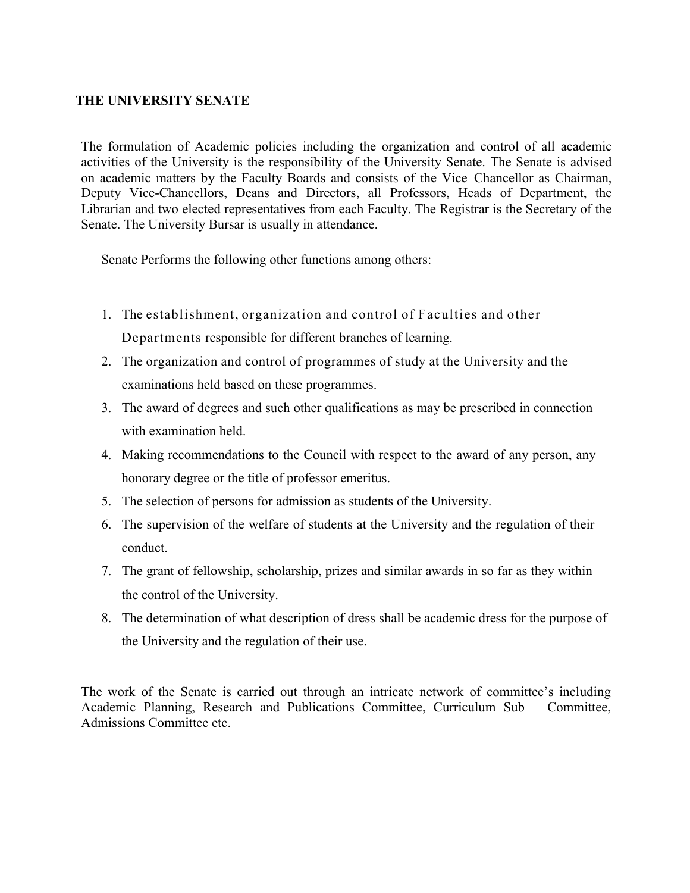## THE UNIVERSITY SENATE

The formulation of Academic policies including the organization and control of all academic activities of the University is the responsibility of the University Senate. The Senate is advised on academic matters by the Faculty Boards and consists of the Vice–Chancellor as Chairman, Deputy Vice-Chancellors, Deans and Directors, all Professors, Heads of Department, the Librarian and two elected representatives from each Faculty. The Registrar is the Secretary of the Senate. The University Bursar is usually in attendance.

Senate Performs the following other functions among others:

1. The establishment, organization and control of Faculties and other Departments responsible for different branches of learning.
2. The organization and control of programmes of study at the University and the examinations held based on these programmes.
3. The award of degrees and such other qualifications as may be prescribed in connection with examination held.
4. Making recommendations to the Council with respect to the award of any person, any honorary degree or the title of professor emeritus.
5. The selection of persons for admission as students of the University.
6. The supervision of the welfare of students at the University and the regulation of their conduct.
7. The grant of fellowship, scholarship, prizes and similar awards in so far as they within the control of the University.
8. The determination of what description of dress shall be academic dress for the purpose of the University and the regulation of their use.

The work of the Senate is carried out through an intricate network of committee's including Academic Planning, Research and Publications Committee, Curriculum Sub – Committee, Admissions Committee etc.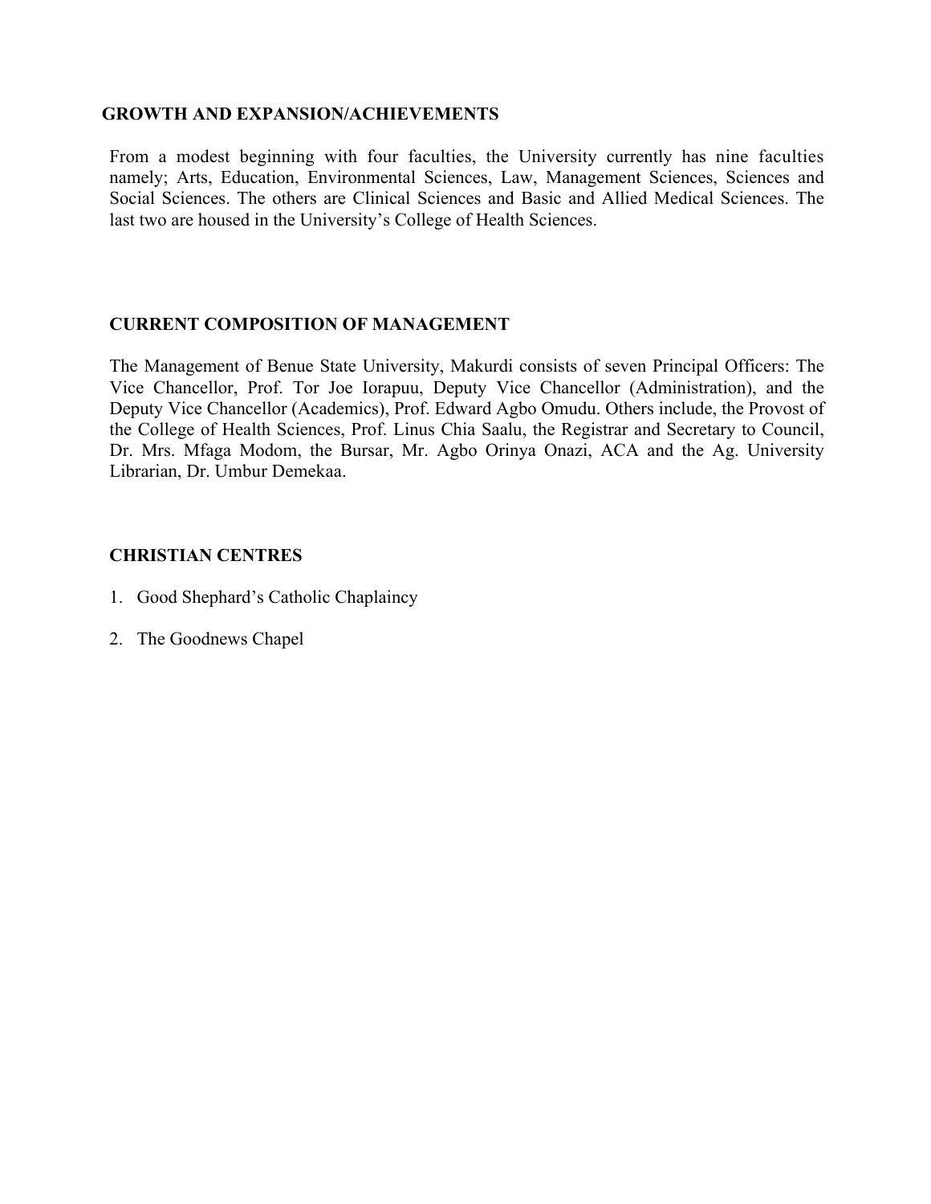## GROWTH AND EXPANSION/ACHIEVEMENTS

From a modest beginning with four faculties, the University currently has nine faculties namely; Arts, Education, Environmental Sciences, Law, Management Sciences, Sciences and Social Sciences. The others are Clinical Sciences and Basic and Allied Medical Sciences. The last two are housed in the University's College of Health Sciences.

## CURRENT COMPOSITION OF MANAGEMENT

The Management of Benue State University, Makurdi consists of seven Principal Officers: The Vice Chancellor, Prof. Tor Joe Iorapuu, Deputy Vice Chancellor (Administration), and the Deputy Vice Chancellor (Academics), Prof. Edward Agbo Omudu. Others include, the Provost of the College of Health Sciences, Prof. Linus Chia Saalu, the Registrar and Secretary to Council, Dr. Mrs. Mfaga Modom, the Bursar, Mr. Agbo Orinya Onazi, ACA and the Ag. University Librarian, Dr. Umbur Demekaa.

## CHRISTIAN CENTRES

1. Good Shephard's Catholic Chaplaincy
2. The Goodnews Chapel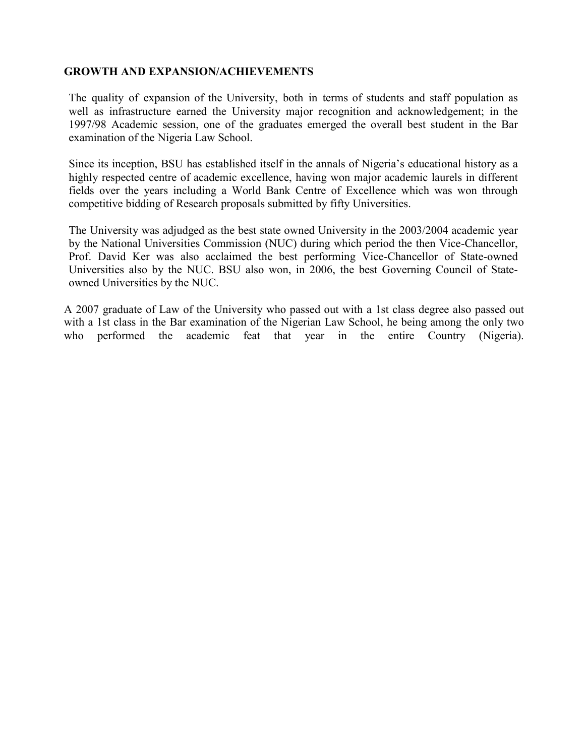**GROWTH AND EXPANSION/ACHIEVEMENTS**

The quality of expansion of the University, both in terms of students and staff population as well as infrastructure earned the University major recognition and acknowledgement; in the 1997/98 Academic session, one of the graduates emerged the overall best student in the Bar examination of the Nigeria Law School.

Since its inception, BSU has established itself in the annals of Nigeria's educational history as a highly respected centre of academic excellence, having won major academic laurels in different fields over the years including a World Bank Centre of Excellence which was won through competitive bidding of Research proposals submitted by fifty Universities.

The University was adjudged as the best state owned University in the 2003/2004 academic year by the National Universities Commission (NUC) during which period the then Vice-Chancellor, Prof. David Ker was also acclaimed the best performing Vice-Chancellor of State-owned Universities also by the NUC. BSU also won, in 2006, the best Governing Council of State-owned Universities by the NUC.

A 2007 graduate of Law of the University who passed out with a 1st class degree also passed out with a 1st class in the Bar examination of the Nigerian Law School, he being among the only two who performed the academic feat that year in the entire Country (Nigeria).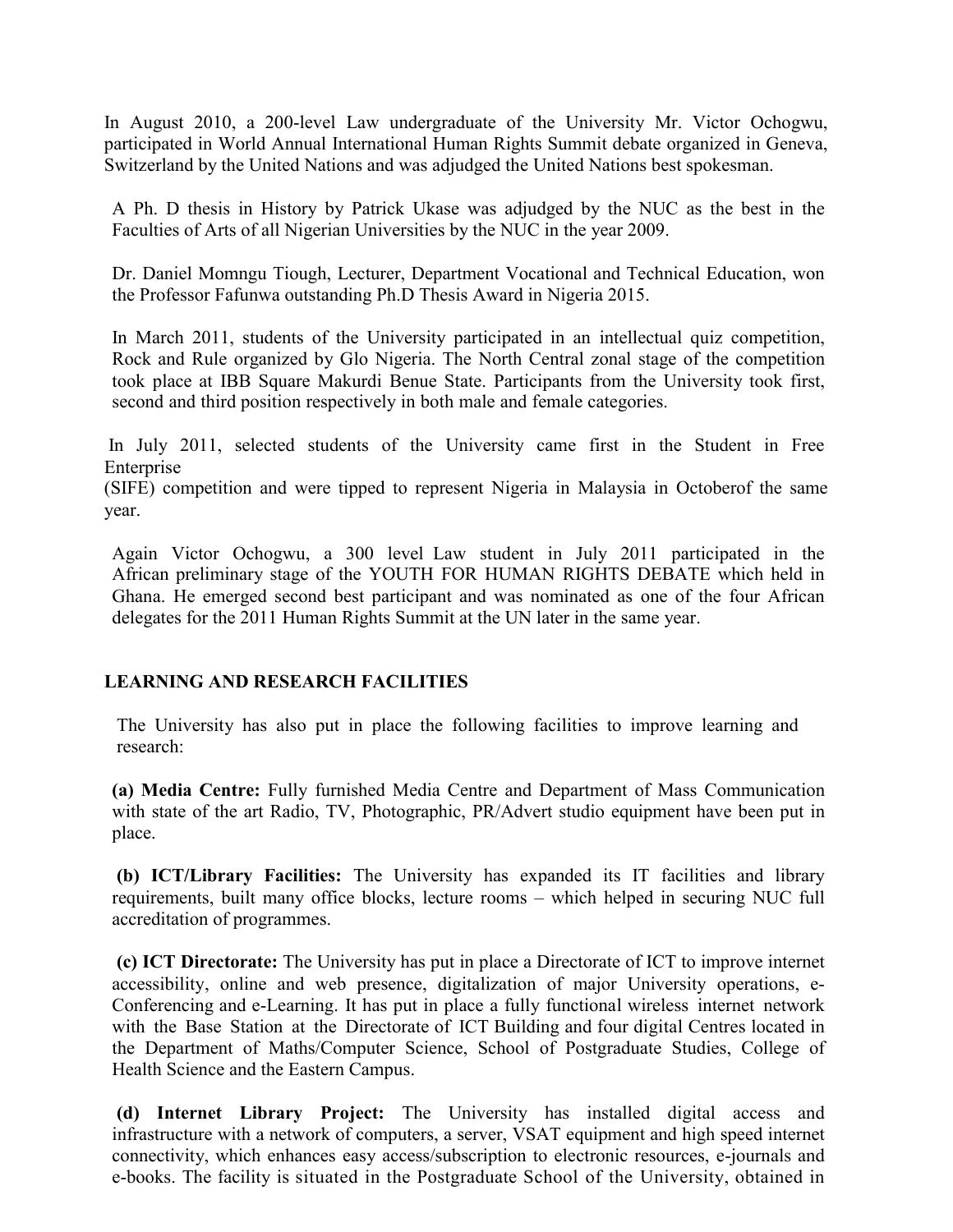In August 2010, a 200-level Law undergraduate of the University Mr. Victor Ochogwu, participated in World Annual International Human Rights Summit debate organized in Geneva, Switzerland by the United Nations and was adjudged the United Nations best spokesman.

A Ph. D thesis in History by Patrick Ukase was adjudged by the NUC as the best in the Faculties of Arts of all Nigerian Universities by the NUC in the year 2009.

Dr. Daniel Momngu Tiough, Lecturer, Department Vocational and Technical Education, won the Professor Fafunwa outstanding Ph.D Thesis Award in Nigeria 2015.

In March 2011, students of the University participated in an intellectual quiz competition, Rock and Rule organized by Glo Nigeria. The North Central zonal stage of the competition took place at IBB Square Makurdi Benue State. Participants from the University took first, second and third position respectively in both male and female categories.

In July 2011, selected students of the University came first in the Student in Free Enterprise (SIFE) competition and were tipped to represent Nigeria in Malaysia in Octoberof the same year.

Again Victor Ochogwu, a 300 level Law student in July 2011 participated in the African preliminary stage of the YOUTH FOR HUMAN RIGHTS DEBATE which held in Ghana. He emerged second best participant and was nominated as one of the four African delegates for the 2011 Human Rights Summit at the UN later in the same year.

## LEARNING AND RESEARCH FACILITIES

The University has also put in place the following facilities to improve learning and research:

**(a) Media Centre:** Fully furnished Media Centre and Department of Mass Communication with state of the art Radio, TV, Photographic, PR/Advert studio equipment have been put in place.

**(b) ICT/Library Facilities:** The University has expanded its IT facilities and library requirements, built many office blocks, lecture rooms – which helped in securing NUC full accreditation of programmes.

**(c) ICT Directorate:** The University has put in place a Directorate of ICT to improve internet accessibility, online and web presence, digitalization of major University operations, e-Conferencing and e-Learning. It has put in place a fully functional wireless internet network with the Base Station at the Directorate of ICT Building and four digital Centres located in the Department of Maths/Computer Science, School of Postgraduate Studies, College of Health Science and the Eastern Campus.

**(d) Internet Library Project:** The University has installed digital access and infrastructure with a network of computers, a server, VSAT equipment and high speed internet connectivity, which enhances easy access/subscription to electronic resources, e-journals and e-books. The facility is situated in the Postgraduate School of the University, obtained in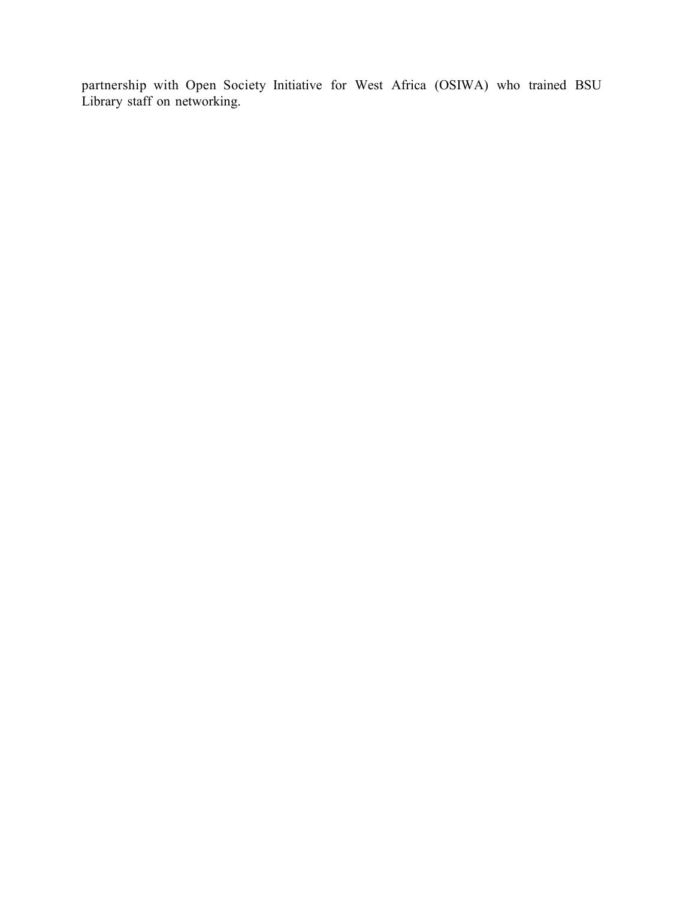partnership with Open Society Initiative for West Africa (OSIWA) who trained BSU Library staff on networking.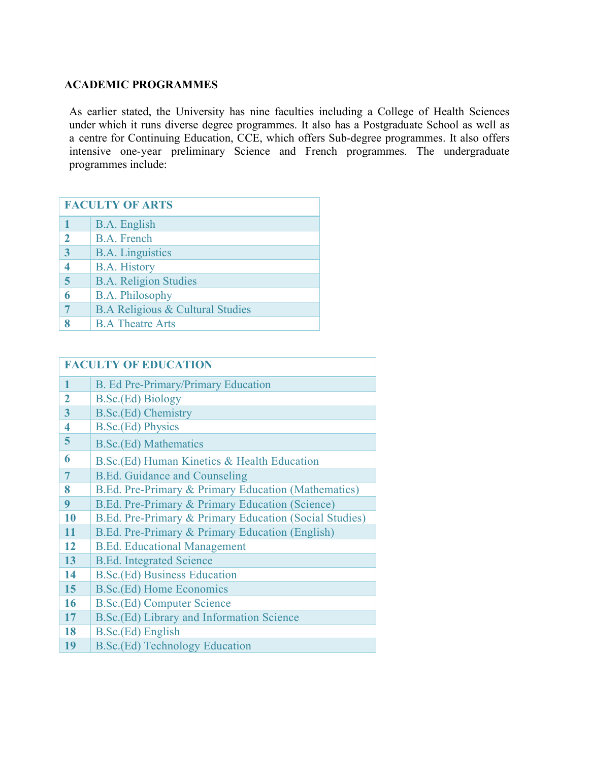## ACADEMIC PROGRAMMES

As earlier stated, the University has nine faculties including a College of Health Sciences under which it runs diverse degree programmes. It also has a Postgraduate School as well as a centre for Continuing Education, CCE, which offers Sub-degree programmes. It also offers intensive one-year preliminary Science and French programmes. The undergraduate programmes include:

| FACULTY OF ARTS | |
|---|---|
| 1 | B.A. English |
| 2 | B.A. French |
| 3 | B.A. Linguistics |
| 4 | B.A. History |
| 5 | B.A. Religion Studies |
| 6 | B.A. Philosophy |
| 7 | B.A Religious & Cultural Studies |
| 8 | B.A Theatre Arts |

| FACULTY OF EDUCATION | |
|---|---|
| 1 | B. Ed Pre-Primary/Primary Education |
| 2 | B.Sc.(Ed) Biology |
| 3 | B.Sc.(Ed) Chemistry |
| 4 | B.Sc.(Ed) Physics |
| 5 | B.Sc.(Ed) Mathematics |
| 6 | B.Sc.(Ed) Human Kinetics & Health Education |
| 7 | B.Ed. Guidance and Counseling |
| 8 | B.Ed. Pre-Primary & Primary Education (Mathematics) |
| 9 | B.Ed. Pre-Primary & Primary Education (Science) |
| 10 | B.Ed. Pre-Primary & Primary Education (Social Studies) |
| 11 | B.Ed. Pre-Primary & Primary Education (English) |
| 12 | B.Ed. Educational Management |
| 13 | B.Ed. Integrated Science |
| 14 | B.Sc.(Ed) Business Education |
| 15 | B.Sc.(Ed) Home Economics |
| 16 | B.Sc.(Ed) Computer Science |
| 17 | B.Sc.(Ed) Library and Information Science |
| 18 | B.Sc.(Ed) English |
| 19 | B.Sc.(Ed) Technology Education |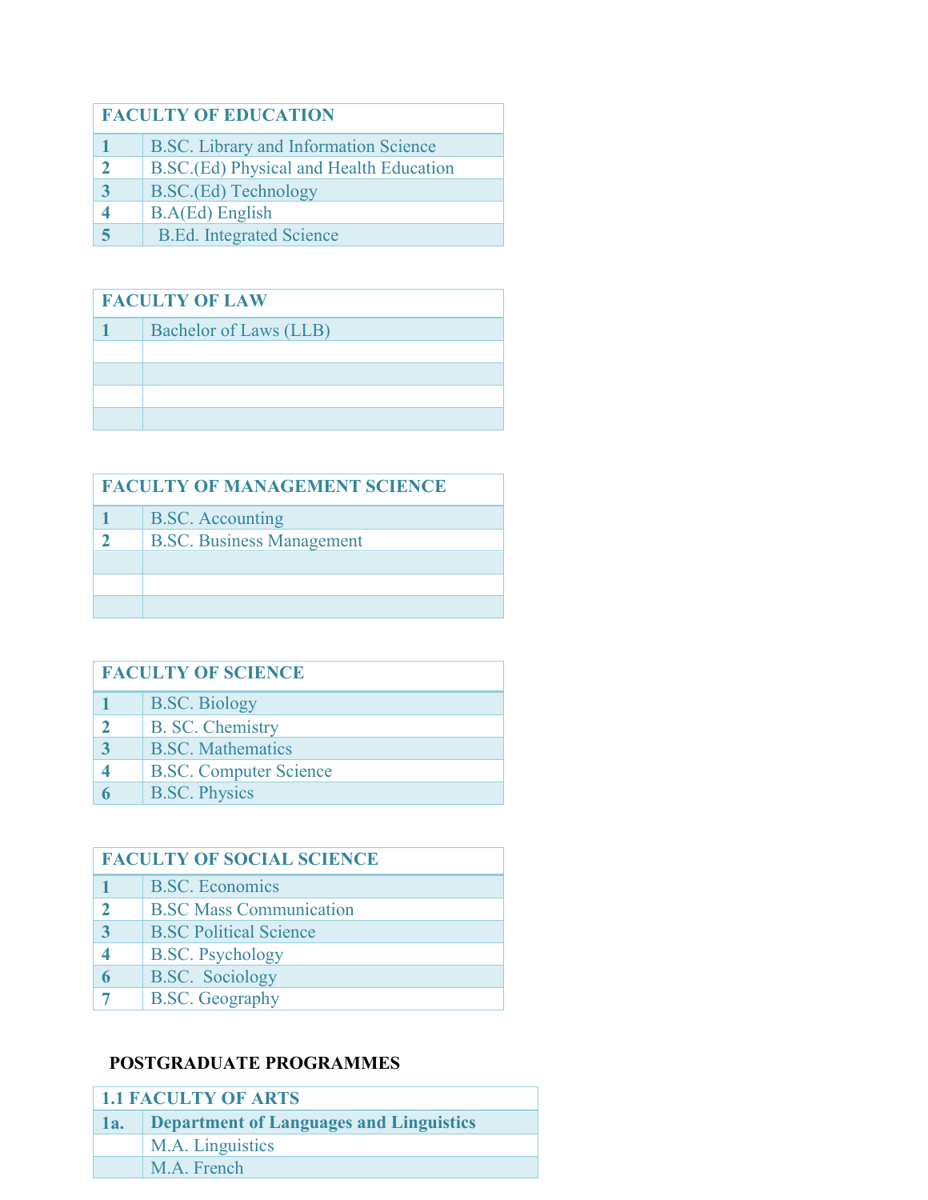| FACULTY OF EDUCATION | |
|---|---|
| **1** | B.SC. Library and Information Science |
| **2** | B.SC.(Ed) Physical and Health Education |
| **3** | B.SC.(Ed) Technology |
| **4** | B.A(Ed) English |
| **5** | B.Ed. Integrated Science |

| FACULTY OF LAW | |
|---|---|
| **1** | Bachelor of Laws (LLB) |
| | |
| | |
| | |
| | |

| FACULTY OF MANAGEMENT SCIENCE | |
|---|---|
| **1** | B.SC. Accounting |
| **2** | B.SC. Business Management |
| | |
| | |
| | |

| FACULTY OF SCIENCE | |
|---|---|
| **1** | B.SC. Biology |
| **2** | B. SC. Chemistry |
| **3** | B.SC. Mathematics |
| **4** | B.SC. Computer Science |
| **6** | B.SC. Physics |

| FACULTY OF SOCIAL SCIENCE | |
|---|---|
| **1** | B.SC. Economics |
| **2** | B.SC Mass Communication |
| **3** | B.SC Political Science |
| **4** | B.SC. Psychology |
| **6** | B.SC. Sociology |
| **7** | B.SC. Geography |

## POSTGRADUATE PROGRAMMES

| 1.1 FACULTY OF ARTS | |
|---|---|
| **1a.** | **Department of Languages and Linguistics** |
| | M.A. Linguistics |
| | M.A. French |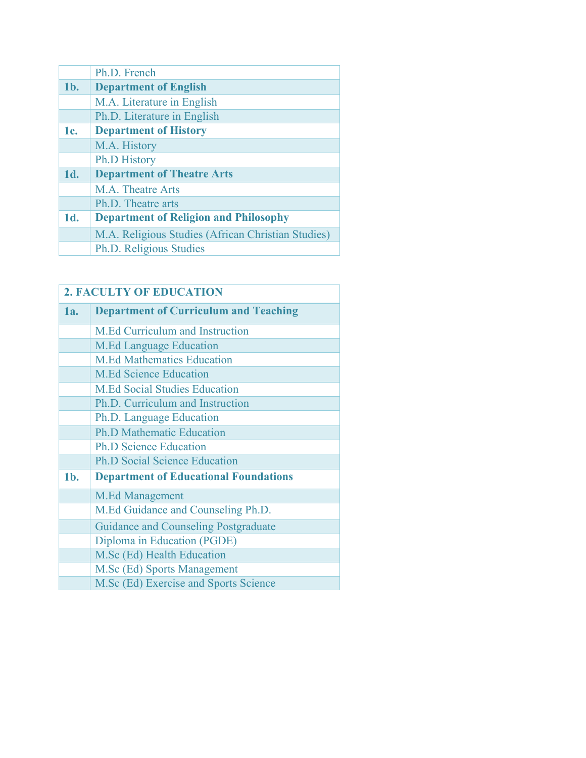| | |
|---|---|
| | Ph.D. French |
| **1b.** | **Department of English** |
| | M.A. Literature in English |
| | Ph.D. Literature in English |
| **1c.** | **Department of History** |
| | M.A. History |
| | Ph.D History |
| **1d.** | **Department of Theatre Arts** |
| | M.A. Theatre Arts |
| | Ph.D. Theatre arts |
| **1d.** | **Department of Religion and Philosophy** |
| | M.A. Religious Studies (African Christian Studies) |
| | Ph.D. Religious Studies |

| **2. FACULTY OF EDUCATION** | |
|---|---|
| **1a.** | **Department of Curriculum and Teaching** |
| | M.Ed Curriculum and Instruction |
| | M.Ed Language Education |
| | M.Ed Mathematics Education |
| | M.Ed Science Education |
| | M.Ed Social Studies Education |
| | Ph.D. Curriculum and Instruction |
| | Ph.D. Language Education |
| | Ph.D Mathematic Education |
| | Ph.D Science Education |
| | Ph.D Social Science Education |
| **1b.** | **Department of Educational Foundations** |
| | M.Ed Management |
| | M.Ed Guidance and Counseling Ph.D. |
| | Guidance and Counseling Postgraduate |
| | Diploma in Education (PGDE) |
| | M.Sc (Ed) Health Education |
| | M.Sc (Ed) Sports Management |
| | M.Sc (Ed) Exercise and Sports Science |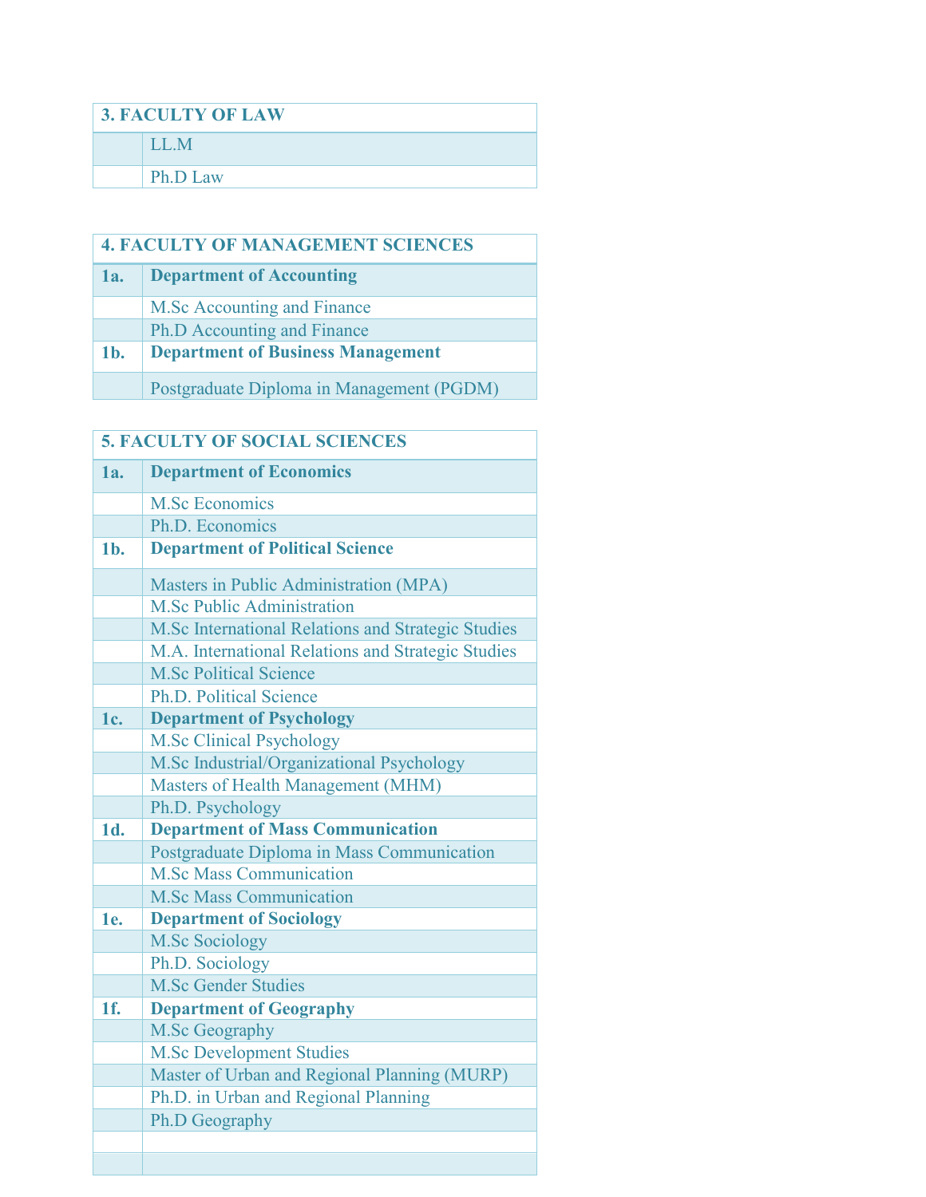| 3. FACULTY OF LAW | |
|---|---|
| | LL.M |
| | Ph.D Law |

| 4. FACULTY OF MANAGEMENT SCIENCES | |
|---|---|
| **1a.** | **Department of Accounting** |
| | M.Sc Accounting and Finance |
| | Ph.D Accounting and Finance |
| **1b.** | **Department of Business Management** |
| | Postgraduate Diploma in Management (PGDM) |

| 5. FACULTY OF SOCIAL SCIENCES | |
|---|---|
| **1a.** | **Department of Economics** |
| | M.Sc Economics |
| | Ph.D. Economics |
| **1b.** | **Department of Political Science** |
| | Masters in Public Administration (MPA) |
| | M.Sc Public Administration |
| | M.Sc International Relations and Strategic Studies |
| | M.A. International Relations and Strategic Studies |
| | M.Sc Political Science |
| | Ph.D. Political Science |
| **1c.** | **Department of Psychology** |
| | M.Sc Clinical Psychology |
| | M.Sc Industrial/Organizational Psychology |
| | Masters of Health Management (MHM) |
| | Ph.D. Psychology |
| **1d.** | **Department of Mass Communication** |
| | Postgraduate Diploma in Mass Communication |
| | M.Sc Mass Communication |
| | M.Sc Mass Communication |
| **1e.** | **Department of Sociology** |
| | M.Sc Sociology |
| | Ph.D. Sociology |
| | M.Sc Gender Studies |
| **1f.** | **Department of Geography** |
| | M.Sc Geography |
| | M.Sc Development Studies |
| | Master of Urban and Regional Planning (MURP) |
| | Ph.D. in Urban and Regional Planning |
| | Ph.D Geography |
| | |
| | |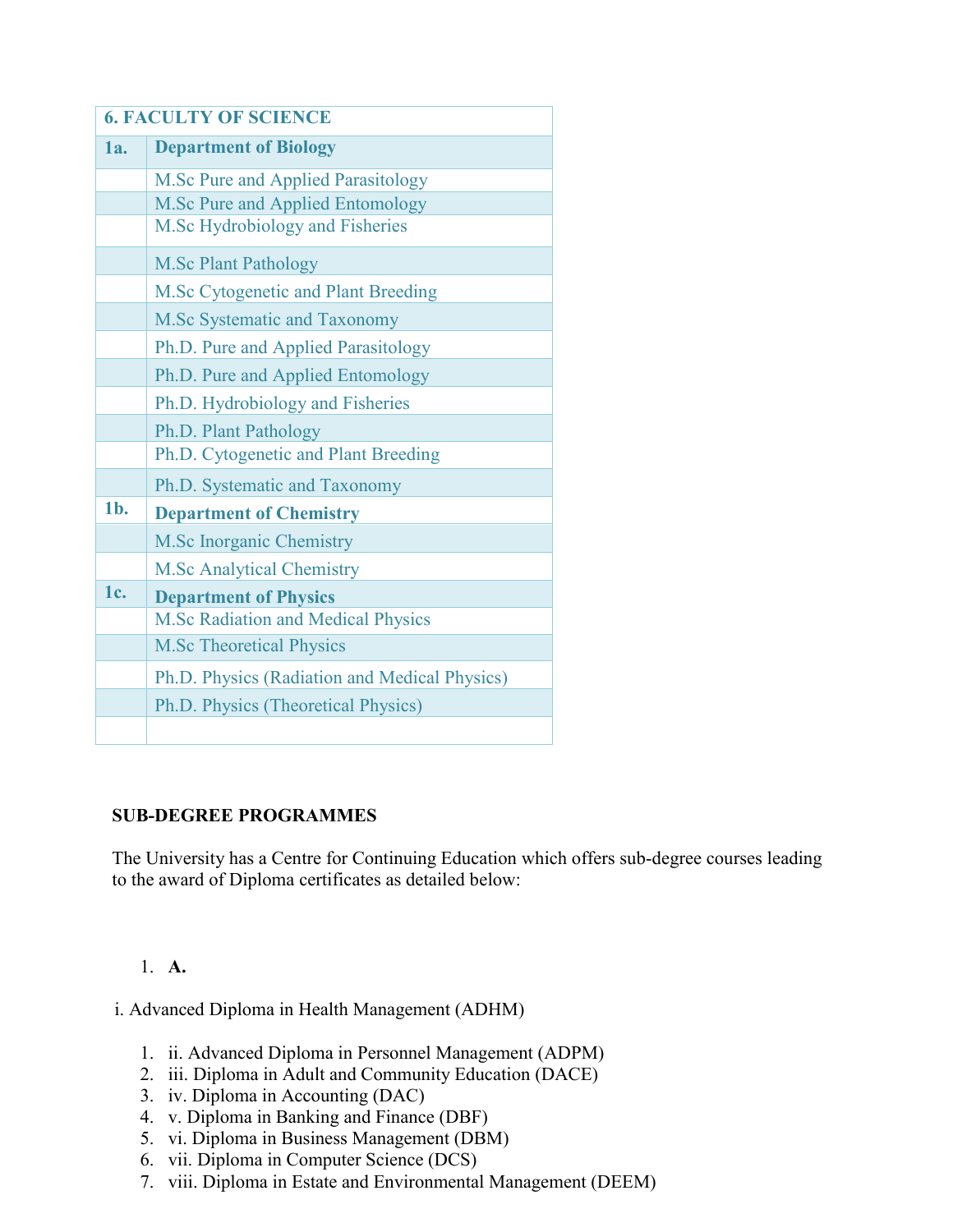| 6. FACULTY OF SCIENCE | |
|---|---|
| **1a.** | **Department of Biology** |
| | M.Sc Pure and Applied Parasitology |
| | M.Sc Pure and Applied Entomology |
| | M.Sc Hydrobiology and Fisheries |
| | M.Sc Plant Pathology |
| | M.Sc Cytogenetic and Plant Breeding |
| | M.Sc Systematic and Taxonomy |
| | Ph.D. Pure and Applied Parasitology |
| | Ph.D. Pure and Applied Entomology |
| | Ph.D. Hydrobiology and Fisheries |
| | Ph.D. Plant Pathology |
| | Ph.D. Cytogenetic and Plant Breeding |
| | Ph.D. Systematic and Taxonomy |
| **1b.** | **Department of Chemistry** |
| | M.Sc Inorganic Chemistry |
| | M.Sc Analytical Chemistry |
| **1c.** | **Department of Physics** |
| | M.Sc Radiation and Medical Physics |
| | M.Sc Theoretical Physics |
| | Ph.D. Physics (Radiation and Medical Physics) |
| | Ph.D. Physics (Theoretical Physics) |
| | |

**SUB-DEGREE PROGRAMMES**

The University has a Centre for Continuing Education which offers sub-degree courses leading to the award of Diploma certificates as detailed below:

1. **A.**

i. Advanced Diploma in Health Management (ADHM)

1. ii. Advanced Diploma in Personnel Management (ADPM)
2. iii. Diploma in Adult and Community Education (DACE)
3. iv. Diploma in Accounting (DAC)
4. v. Diploma in Banking and Finance (DBF)
5. vi. Diploma in Business Management (DBM)
6. vii. Diploma in Computer Science (DCS)
7. viii. Diploma in Estate and Environmental Management (DEEM)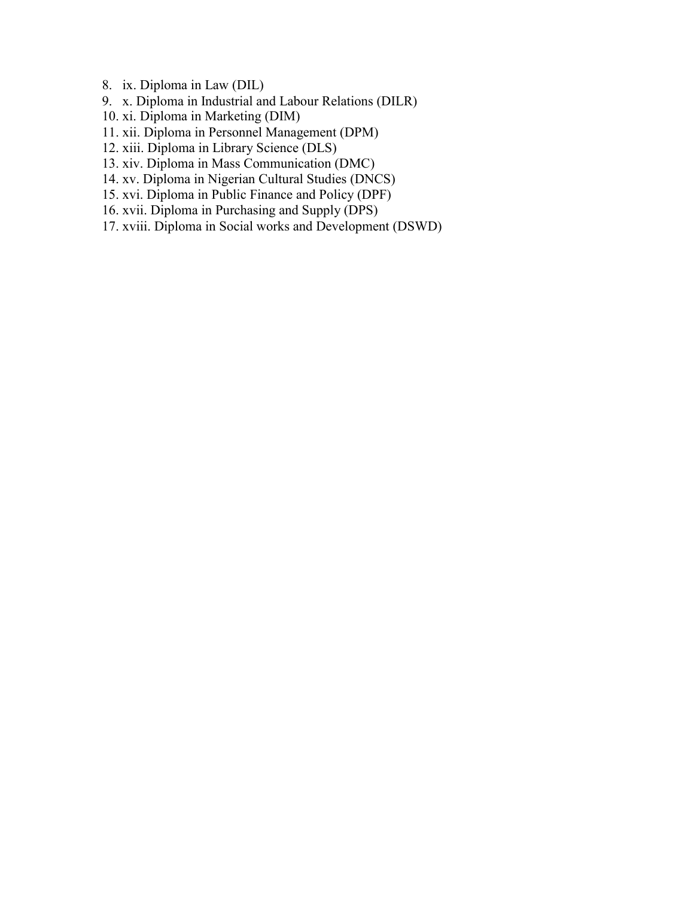8. ix. Diploma in Law (DIL)
9. x. Diploma in Industrial and Labour Relations (DILR)
10. xi. Diploma in Marketing (DIM)
11. xii. Diploma in Personnel Management (DPM)
12. xiii. Diploma in Library Science (DLS)
13. xiv. Diploma in Mass Communication (DMC)
14. xv. Diploma in Nigerian Cultural Studies (DNCS)
15. xvi. Diploma in Public Finance and Policy (DPF)
16. xvii. Diploma in Purchasing and Supply (DPS)
17. xviii. Diploma in Social works and Development (DSWD)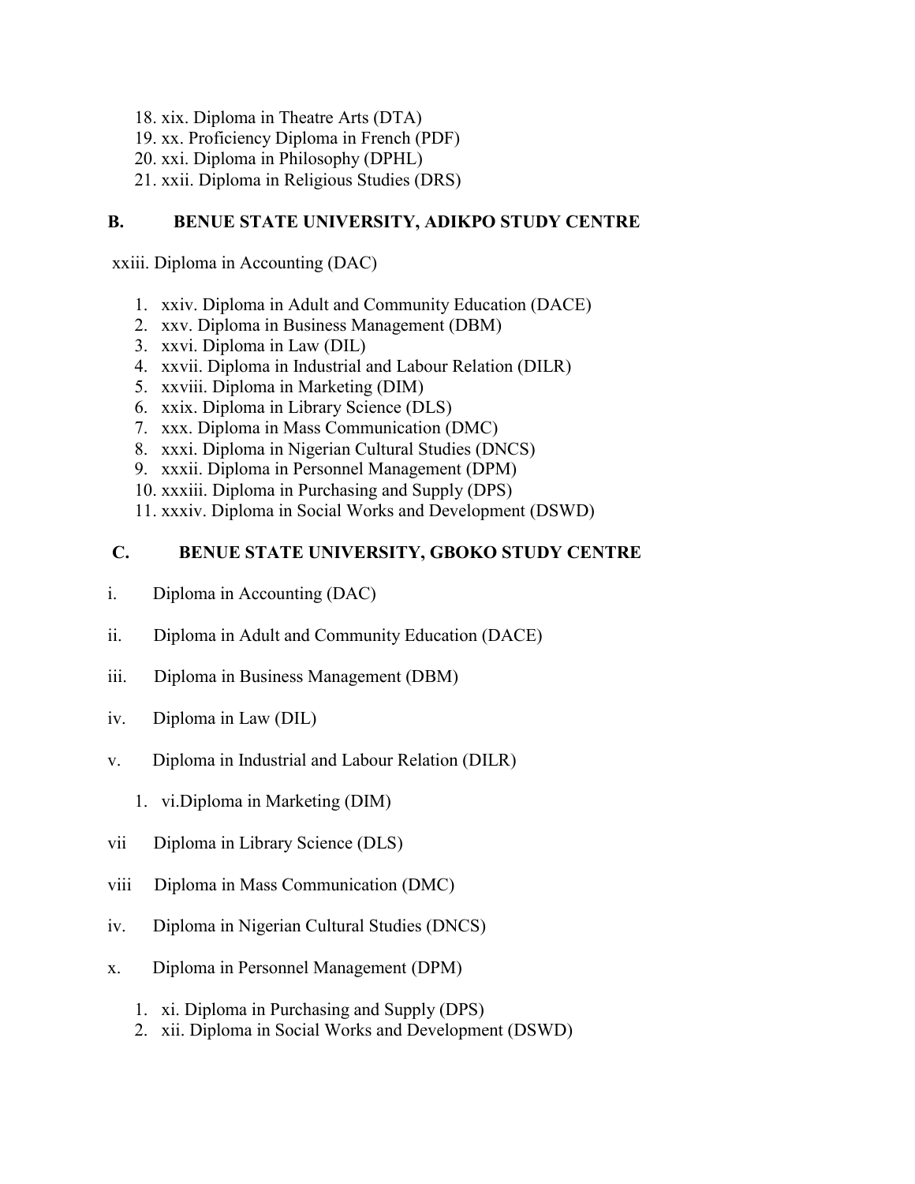18. xix. Diploma in Theatre Arts (DTA)
19. xx. Proficiency Diploma in French (PDF)
20. xxi. Diploma in Philosophy (DPHL)
21. xxii. Diploma in Religious Studies (DRS)

**B. BENUE STATE UNIVERSITY, ADIKPO STUDY CENTRE**

xxiii. Diploma in Accounting (DAC)

1. xxiv. Diploma in Adult and Community Education (DACE)
2. xxv. Diploma in Business Management (DBM)
3. xxvi. Diploma in Law (DIL)
4. xxvii. Diploma in Industrial and Labour Relation (DILR)
5. xxviii. Diploma in Marketing (DIM)
6. xxix. Diploma in Library Science (DLS)
7. xxx. Diploma in Mass Communication (DMC)
8. xxxi. Diploma in Nigerian Cultural Studies (DNCS)
9. xxxii. Diploma in Personnel Management (DPM)
10. xxxiii. Diploma in Purchasing and Supply (DPS)
11. xxxiv. Diploma in Social Works and Development (DSWD)

**C. BENUE STATE UNIVERSITY, GBOKO STUDY CENTRE**

i. Diploma in Accounting (DAC)

ii. Diploma in Adult and Community Education (DACE)

iii. Diploma in Business Management (DBM)

iv. Diploma in Law (DIL)

v. Diploma in Industrial and Labour Relation (DILR)

1. vi.Diploma in Marketing (DIM)

vii Diploma in Library Science (DLS)

viii Diploma in Mass Communication (DMC)

iv. Diploma in Nigerian Cultural Studies (DNCS)

x. Diploma in Personnel Management (DPM)

1. xi. Diploma in Purchasing and Supply (DPS)
2. xii. Diploma in Social Works and Development (DSWD)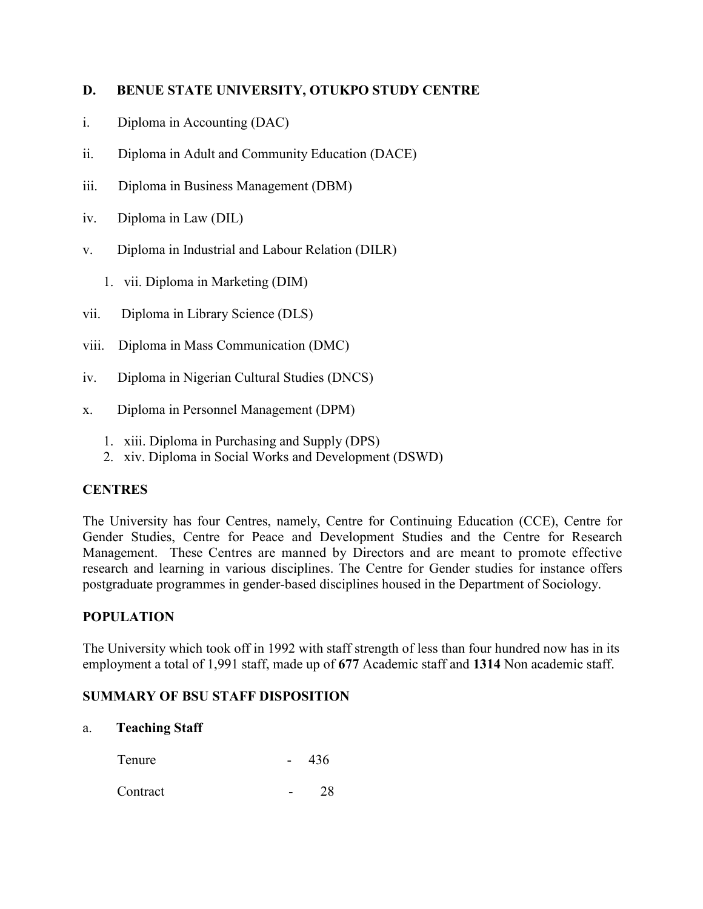**D. BENUE STATE UNIVERSITY, OTUKPO STUDY CENTRE**

i. Diploma in Accounting (DAC)

ii. Diploma in Adult and Community Education (DACE)

iii. Diploma in Business Management (DBM)

iv. Diploma in Law (DIL)

v. Diploma in Industrial and Labour Relation (DILR)

1. vii. Diploma in Marketing (DIM)

vii. Diploma in Library Science (DLS)

viii. Diploma in Mass Communication (DMC)

iv. Diploma in Nigerian Cultural Studies (DNCS)

x. Diploma in Personnel Management (DPM)

1. xiii. Diploma in Purchasing and Supply (DPS)
2. xiv. Diploma in Social Works and Development (DSWD)

**CENTRES**

The University has four Centres, namely, Centre for Continuing Education (CCE), Centre for Gender Studies, Centre for Peace and Development Studies and the Centre for Research Management. These Centres are manned by Directors and are meant to promote effective research and learning in various disciplines. The Centre for Gender studies for instance offers postgraduate programmes in gender-based disciplines housed in the Department of Sociology.

**POPULATION**

The University which took off in 1992 with staff strength of less than four hundred now has in its employment a total of 1,991 staff, made up of **677** Academic staff and **1314** Non academic staff.

**SUMMARY OF BSU STAFF DISPOSITION**

a. **Teaching Staff**

Tenure - 436

Contract - 28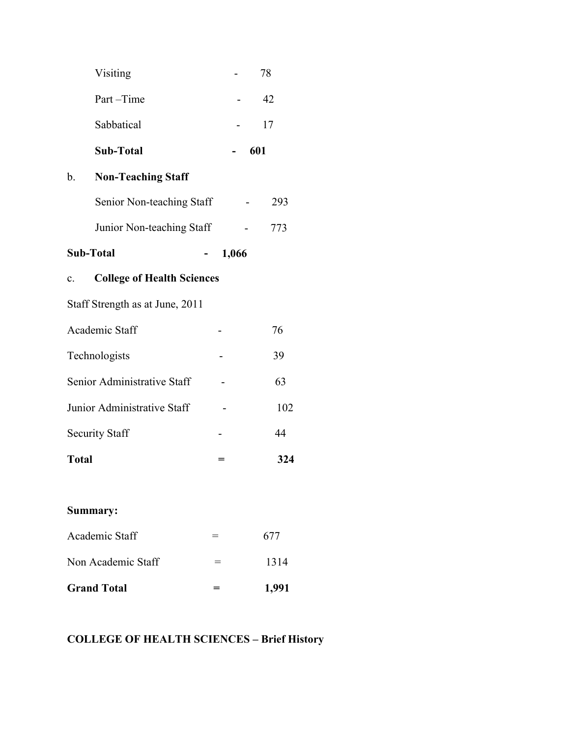Visiting - 78

Part –Time - 42

Sabbatical - 17

**Sub-Total - 601**

b. **Non-Teaching Staff**

Senior Non-teaching Staff - 293

Junior Non-teaching Staff - 773

**Sub-Total - 1,066**

c. **College of Health Sciences**

Staff Strength as at June, 2011

Academic Staff - 76

Technologists - 39

Senior Administrative Staff - 63

Junior Administrative Staff - 102

Security Staff - 44

**Total = 324**

**Summary:**

Academic Staff = 677

Non Academic Staff = 1314

**Grand Total = 1,991**

**COLLEGE OF HEALTH SCIENCES – Brief History**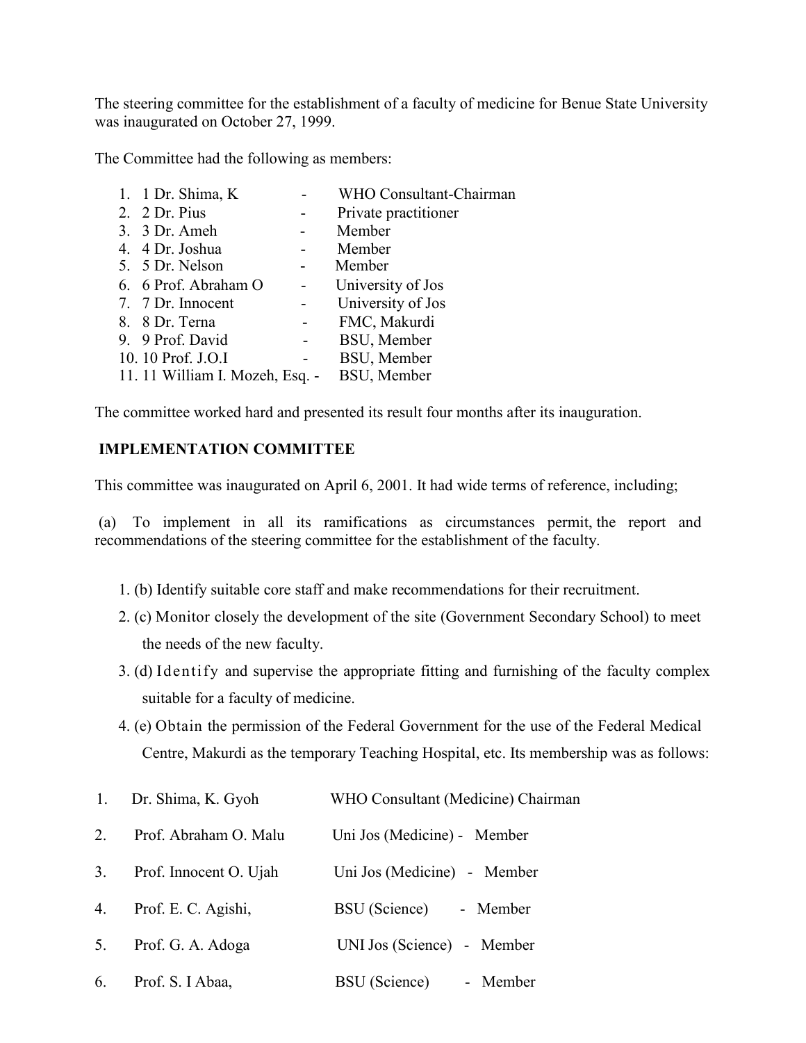The steering committee for the establishment of a faculty of medicine for Benue State University was inaugurated on October 27, 1999.

The Committee had the following as members:

1. 1 Dr. Shima, K - WHO Consultant-Chairman
2. 2 Dr. Pius - Private practitioner
3. 3 Dr. Ameh - Member
4. 4 Dr. Joshua - Member
5. 5 Dr. Nelson - Member
6. 6 Prof. Abraham O - University of Jos
7. 7 Dr. Innocent - University of Jos
8. 8 Dr. Terna - FMC, Makurdi
9. 9 Prof. David - BSU, Member
10. 10 Prof. J.O.I - BSU, Member
11. 11 William I. Mozeh, Esq. - BSU, Member

The committee worked hard and presented its result four months after its inauguration.

**IMPLEMENTATION COMMITTEE**

This committee was inaugurated on April 6, 2001. It had wide terms of reference, including;

(a) To implement in all its ramifications as circumstances permit, the report and recommendations of the steering committee for the establishment of the faculty.

1. (b) Identify suitable core staff and make recommendations for their recruitment.
2. (c) Monitor closely the development of the site (Government Secondary School) to meet the needs of the new faculty.
3. (d) Identify and supervise the appropriate fitting and furnishing of the faculty complex suitable for a faculty of medicine.
4. (e) Obtain the permission of the Federal Government for the use of the Federal Medical Centre, Makurdi as the temporary Teaching Hospital, etc. Its membership was as follows:

1. Dr. Shima, K. Gyoh WHO Consultant (Medicine) Chairman
2. Prof. Abraham O. Malu Uni Jos (Medicine) - Member
3. Prof. Innocent O. Ujah Uni Jos (Medicine) - Member
4. Prof. E. C. Agishi, BSU (Science) - Member
5. Prof. G. A. Adoga UNI Jos (Science) - Member
6. Prof. S. I Abaa, BSU (Science) - Member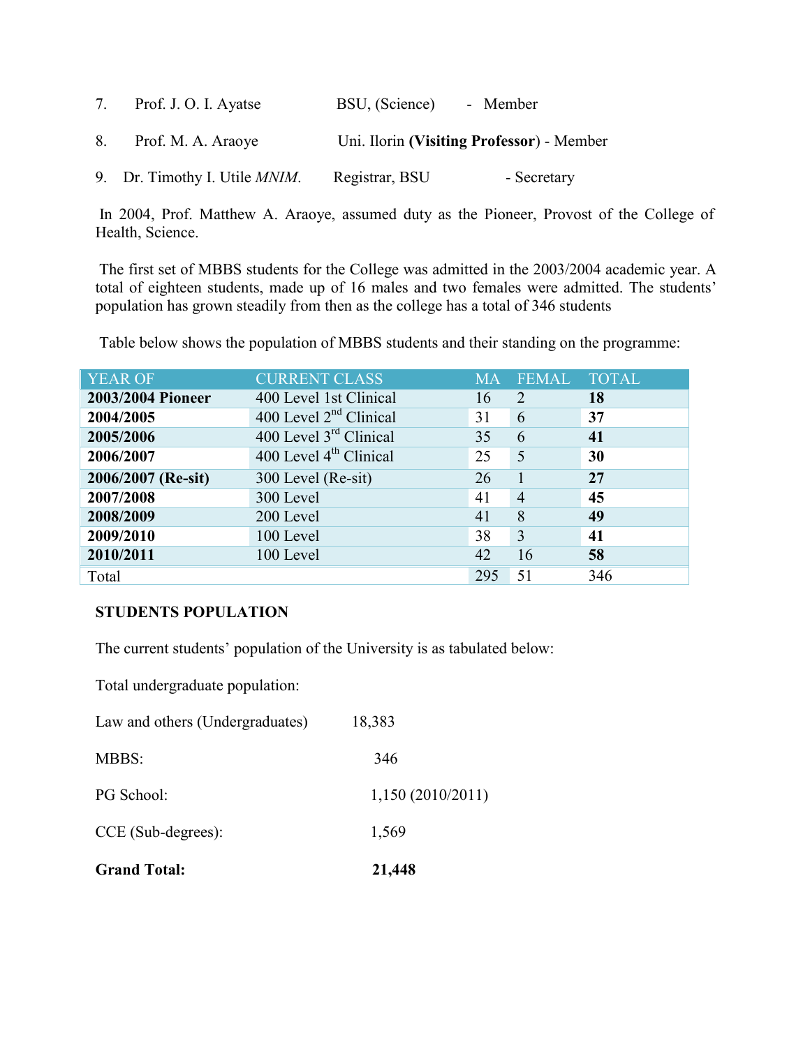7. Prof. J. O. I. Ayatse BSU, (Science) - Member

8. Prof. M. A. Araoye Uni. Ilorin **(Visiting Professor)** - Member

9. Dr. Timothy I. Utile *MNIM*. Registrar, BSU - Secretary

In 2004, Prof. Matthew A. Araoye, assumed duty as the Pioneer, Provost of the College of Health, Science.

The first set of MBBS students for the College was admitted in the 2003/2004 academic year. A total of eighteen students, made up of 16 males and two females were admitted. The students' population has grown steadily from then as the college has a total of 346 students

Table below shows the population of MBBS students and their standing on the programme:

| YEAR OF | CURRENT CLASS | MA | FEMAL | TOTAL |
|---|---|---|---|---|
| **2003/2004 Pioneer** | 400 Level 1st Clinical | 16 | 2 | **18** |
| **2004/2005** | 400 Level 2nd Clinical | 31 | 6 | **37** |
| **2005/2006** | 400 Level 3rd Clinical | 35 | 6 | **41** |
| **2006/2007** | 400 Level 4th Clinical | 25 | 5 | **30** |
| **2006/2007 (Re-sit)** | 300 Level (Re-sit) | 26 | 1 | **27** |
| **2007/2008** | 300 Level | 41 | 4 | **45** |
| **2008/2009** | 200 Level | 41 | 8 | **49** |
| **2009/2010** | 100 Level | 38 | 3 | **41** |
| **2010/2011** | 100 Level | 42 | 16 | **58** |
| Total | | 295 | 51 | 346 |

**STUDENTS POPULATION**

The current students' population of the University is as tabulated below:

Total undergraduate population:

Law and others (Undergraduates) 18,383

MBBS: 346

PG School: 1,150 (2010/2011)

CCE (Sub-degrees): 1,569

**Grand Total: 21,448**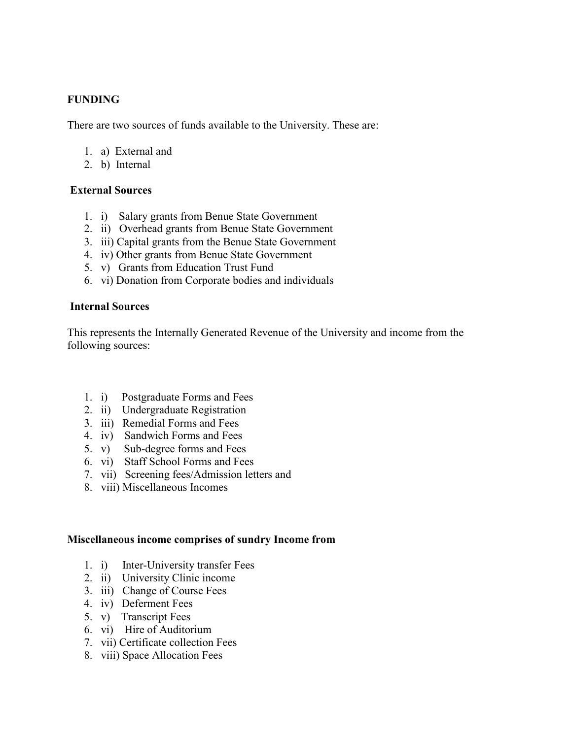**FUNDING**

There are two sources of funds available to the University. These are:

1. a) External and
2. b) Internal

**External Sources**

1. i) Salary grants from Benue State Government
2. ii) Overhead grants from Benue State Government
3. iii) Capital grants from the Benue State Government
4. iv) Other grants from Benue State Government
5. v) Grants from Education Trust Fund
6. vi) Donation from Corporate bodies and individuals

**Internal Sources**

This represents the Internally Generated Revenue of the University and income from the following sources:

1. i) Postgraduate Forms and Fees
2. ii) Undergraduate Registration
3. iii) Remedial Forms and Fees
4. iv) Sandwich Forms and Fees
5. v) Sub-degree forms and Fees
6. vi) Staff School Forms and Fees
7. vii) Screening fees/Admission letters and
8. viii) Miscellaneous Incomes

**Miscellaneous income comprises of sundry Income from**

1. i) Inter-University transfer Fees
2. ii) University Clinic income
3. iii) Change of Course Fees
4. iv) Deferment Fees
5. v) Transcript Fees
6. vi) Hire of Auditorium
7. vii) Certificate collection Fees
8. viii) Space Allocation Fees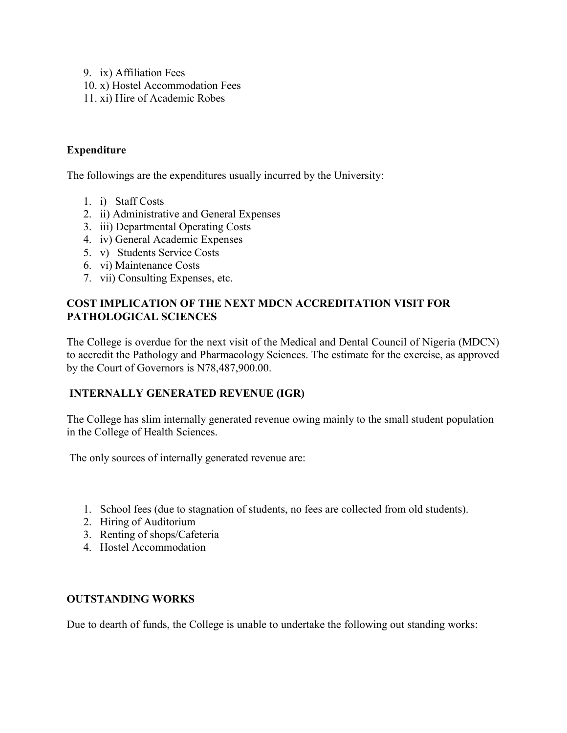9. ix) Affiliation Fees
10. x) Hostel Accommodation Fees
11. xi) Hire of Academic Robes

**Expenditure**

The followings are the expenditures usually incurred by the University:

1. i) Staff Costs
2. ii) Administrative and General Expenses
3. iii) Departmental Operating Costs
4. iv) General Academic Expenses
5. v) Students Service Costs
6. vi) Maintenance Costs
7. vii) Consulting Expenses, etc.

**COST IMPLICATION OF THE NEXT MDCN ACCREDITATION VISIT FOR PATHOLOGICAL SCIENCES**

The College is overdue for the next visit of the Medical and Dental Council of Nigeria (MDCN) to accredit the Pathology and Pharmacology Sciences. The estimate for the exercise, as approved by the Court of Governors is N78,487,900.00.

**INTERNALLY GENERATED REVENUE (IGR)**

The College has slim internally generated revenue owing mainly to the small student population in the College of Health Sciences.

The only sources of internally generated revenue are:

1. School fees (due to stagnation of students, no fees are collected from old students).
2. Hiring of Auditorium
3. Renting of shops/Cafeteria
4. Hostel Accommodation

**OUTSTANDING WORKS**

Due to dearth of funds, the College is unable to undertake the following out standing works: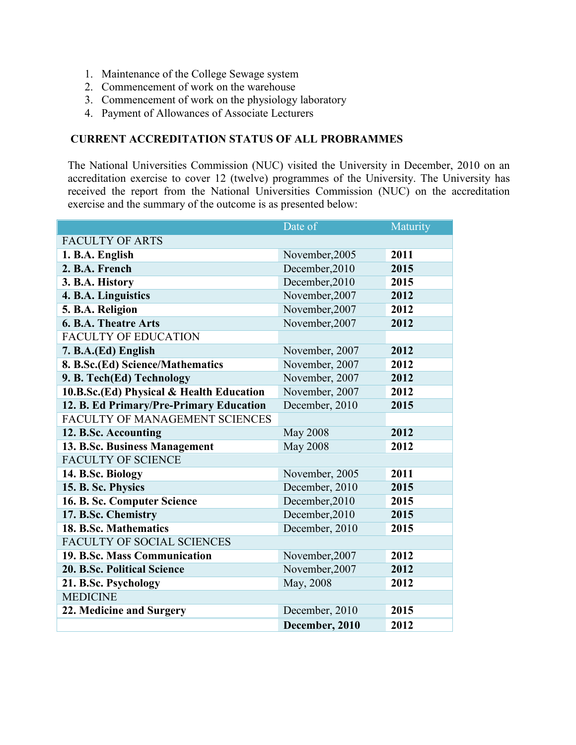1. Maintenance of the College Sewage system
2. Commencement of work on the warehouse
3. Commencement of work on the physiology laboratory
4. Payment of Allowances of Associate Lecturers

**CURRENT ACCREDITATION STATUS OF ALL PROBRAMMES**

The National Universities Commission (NUC) visited the University in December, 2010 on an accreditation exercise to cover 12 (twelve) programmes of the University. The University has received the report from the National Universities Commission (NUC) on the accreditation exercise and the summary of the outcome is as presented below:

| | Date of | Maturity |
|---|---|---|
| FACULTY OF ARTS | | |
| **1. B.A. English** | November,2005 | **2011** |
| **2. B.A. French** | December,2010 | **2015** |
| **3. B.A. History** | December,2010 | **2015** |
| **4. B.A. Linguistics** | November,2007 | **2012** |
| **5. B.A. Religion** | November,2007 | **2012** |
| **6. B.A. Theatre Arts** | November,2007 | **2012** |
| FACULTY OF EDUCATION | | |
| **7. B.A.(Ed) English** | November, 2007 | **2012** |
| **8. B.Sc.(Ed) Science/Mathematics** | November, 2007 | **2012** |
| **9. B. Tech(Ed) Technology** | November, 2007 | **2012** |
| **10.B.Sc.(Ed) Physical & Health Education** | November, 2007 | **2012** |
| **12. B. Ed Primary/Pre-Primary Education** | December, 2010 | **2015** |
| FACULTY OF MANAGEMENT SCIENCES | | |
| **12. B.Sc. Accounting** | May 2008 | **2012** |
| **13. B.Sc. Business Management** | May 2008 | **2012** |
| FACULTY OF SCIENCE | | |
| **14. B.Sc. Biology** | November, 2005 | **2011** |
| **15. B. Sc. Physics** | December, 2010 | **2015** |
| **16. B. Sc. Computer Science** | December,2010 | **2015** |
| **17. B.Sc. Chemistry** | December,2010 | **2015** |
| **18. B.Sc. Mathematics** | December, 2010 | **2015** |
| FACULTY OF SOCIAL SCIENCES | | |
| **19. B.Sc. Mass Communication** | November,2007 | **2012** |
| **20. B.Sc. Political Science** | November,2007 | **2012** |
| **21. B.Sc. Psychology** | May, 2008 | **2012** |
| MEDICINE | | |
| **22. Medicine and Surgery** | December, 2010 | **2015** |
| | **December, 2010** | **2012** |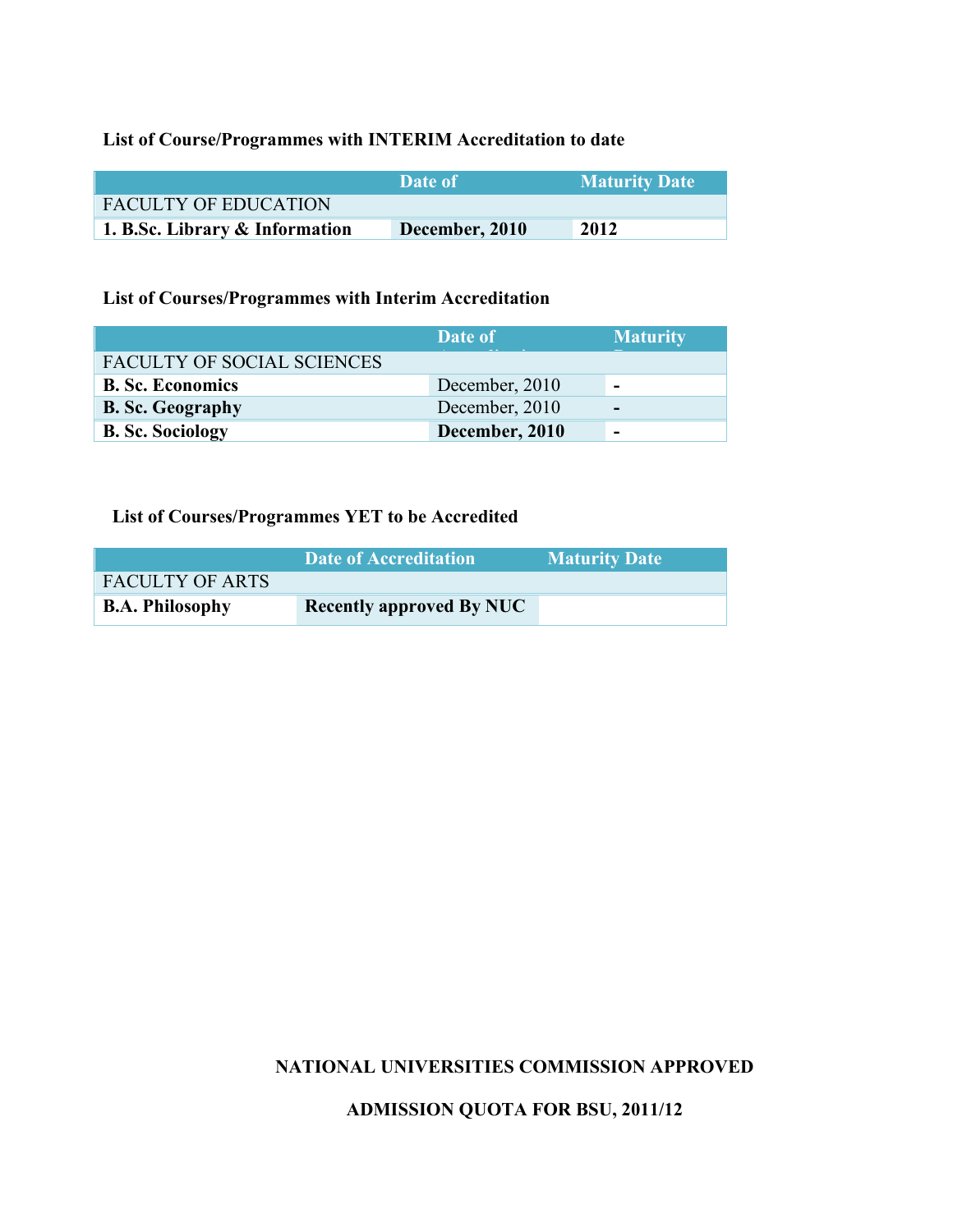**List of Course/Programmes with INTERIM Accreditation to date**

| | Date of | Maturity Date |
|---|---|---|
| FACULTY OF EDUCATION | | |
| **1. B.Sc. Library & Information** | **December, 2010** | **2012** |

**List of Courses/Programmes with Interim Accreditation**

| | Date of | Maturity |
|---|---|---|
| FACULTY OF SOCIAL SCIENCES | | |
| **B. Sc. Economics** | December, 2010 | **-** |
| **B. Sc. Geography** | December, 2010 | **-** |
| **B. Sc. Sociology** | **December, 2010** | **-** |

**List of Courses/Programmes YET to be Accredited**

| | Date of Accreditation | Maturity Date |
|---|---|---|
| FACULTY OF ARTS | | |
| **B.A. Philosophy** | **Recently approved By NUC** | |

**NATIONAL UNIVERSITIES COMMISSION APPROVED**

**ADMISSION QUOTA FOR BSU, 2011/12**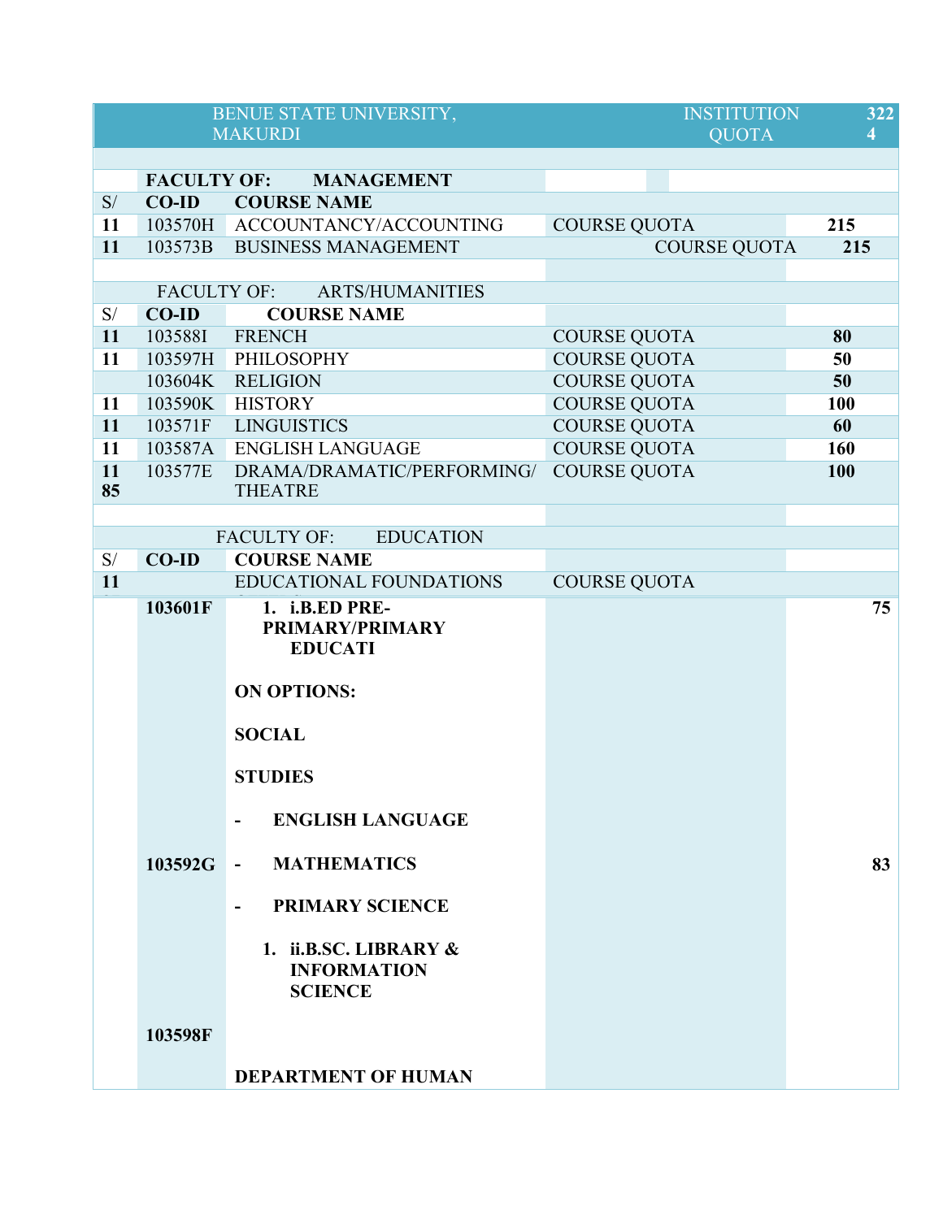| | BENUE STATE UNIVERSITY, MAKURDI | | INSTITUTION QUOTA | 3224 |
|---|---|---|---|---|
| | | | | |
| | **FACULTY OF: MANAGEMENT** | | | |
| S/ | **CO-ID** | **COURSE NAME** | | |
| **11** | 103570H | ACCOUNTANCY/ACCOUNTING | COURSE QUOTA | **215** |
| **11** | 103573B | BUSINESS MANAGEMENT | COURSE QUOTA | **215** |
| | | | | |
| | FACULTY OF: ARTS/HUMANITIES | | | |
| S/ | **CO-ID** | **COURSE NAME** | | |
| **11** | 103588I | FRENCH | COURSE QUOTA | **80** |
| **11** | 103597H | PHILOSOPHY | COURSE QUOTA | **50** |
| | 103604K | RELIGION | COURSE QUOTA | **50** |
| **11** | 103590K | HISTORY | COURSE QUOTA | **100** |
| **11** | 103571F | LINGUISTICS | COURSE QUOTA | **60** |
| **11** | 103587A | ENGLISH LANGUAGE | COURSE QUOTA | **160** |
| **11 85** | 103577E | DRAMA/DRAMATIC/PERFORMING/ THEATRE | COURSE QUOTA | **100** |
| | | | | |
| | FACULTY OF: EDUCATION | | | |
| S/ | **CO-ID** | **COURSE NAME** | | |
| **11** | | EDUCATIONAL FOUNDATIONS | COURSE QUOTA | |
| | **103601F** | **1. i.B.ED PRE-PRIMARY/PRIMARY EDUCATI ON OPTIONS: SOCIAL STUDIES - ENGLISH LANGUAGE** | | **75** |
| | **103592G** | **- MATHEMATICS - PRIMARY SCIENCE 1. ii.B.SC. LIBRARY & INFORMATION SCIENCE** | | **83** |
| | **103598F** | **DEPARTMENT OF HUMAN** | | |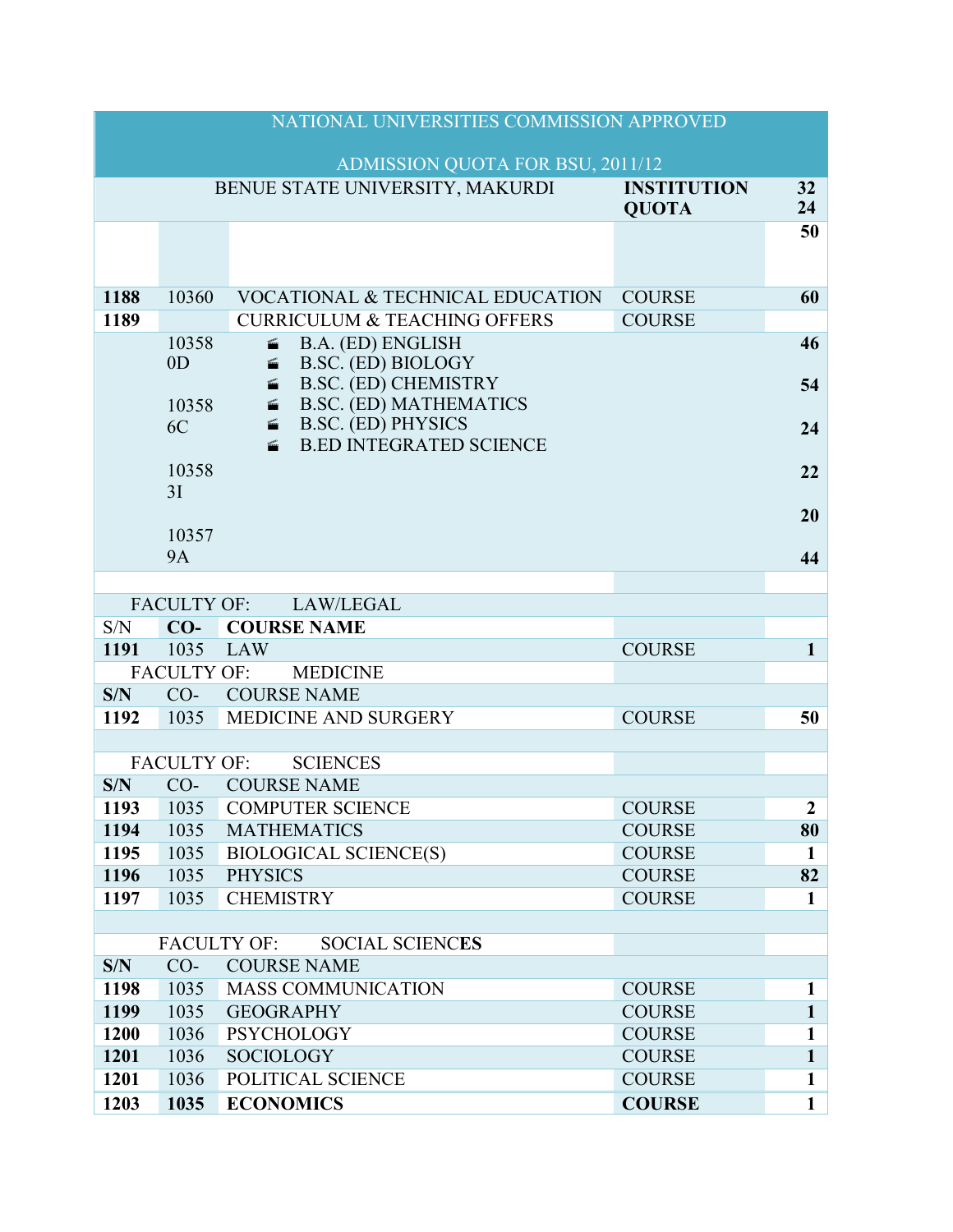| | | NATIONAL UNIVERSITIES COMMISSION APPROVED ADMISSION QUOTA FOR BSU, 2011/12 | | |
|---|---|---|---|---|
| | | BENUE STATE UNIVERSITY, MAKURDI | **INSTITUTION QUOTA** | **32 24** |
| | | | | **50** |
| **1188** | 10360 | VOCATIONAL & TECHNICAL EDUCATION | COURSE | **60** |
| **1189** | | CURRICULUM & TEACHING OFFERS | COURSE | |
| | 10358 0D | B.A. (ED) ENGLISH | | **46** |
| | | B.SC. (ED) BIOLOGY | | |
| | | B.SC. (ED) CHEMISTRY | | **54** |
| | 10358 6C | B.SC. (ED) MATHEMATICS | | |
| | | B.SC. (ED) PHYSICS | | **24** |
| | | B.ED INTEGRATED SCIENCE | | |
| | 10358 3I | | | **22** |
| | | | | **20** |
| | 10357 9A | | | **44** |
| | | | | |
| FACULTY OF: | | LAW/LEGAL | | |
| S/N | **CO-** | **COURSE NAME** | | |
| **1191** | 1035 | LAW | COURSE | **1** |
| FACULTY OF: | | MEDICINE | | |
| **S/N** | CO- | COURSE NAME | | |
| **1192** | 1035 | MEDICINE AND SURGERY | COURSE | **50** |
| | | | | |
| FACULTY OF: | | SCIENCES | | |
| **S/N** | CO- | COURSE NAME | | |
| **1193** | 1035 | COMPUTER SCIENCE | COURSE | **2** |
| **1194** | 1035 | MATHEMATICS | COURSE | **80** |
| **1195** | 1035 | BIOLOGICAL SCIENCE(S) | COURSE | **1** |
| **1196** | 1035 | PHYSICS | COURSE | **82** |
| **1197** | 1035 | CHEMISTRY | COURSE | **1** |
| | | | | |
| FACULTY OF: | | SOCIAL SCIENC**ES** | | |
| **S/N** | CO- | COURSE NAME | | |
| **1198** | 1035 | MASS COMMUNICATION | COURSE | **1** |
| **1199** | 1035 | GEOGRAPHY | COURSE | **1** |
| **1200** | 1036 | PSYCHOLOGY | COURSE | **1** |
| **1201** | 1036 | SOCIOLOGY | COURSE | **1** |
| **1201** | 1036 | POLITICAL SCIENCE | COURSE | **1** |
| **1203** | **1035** | **ECONOMICS** | **COURSE** | **1** |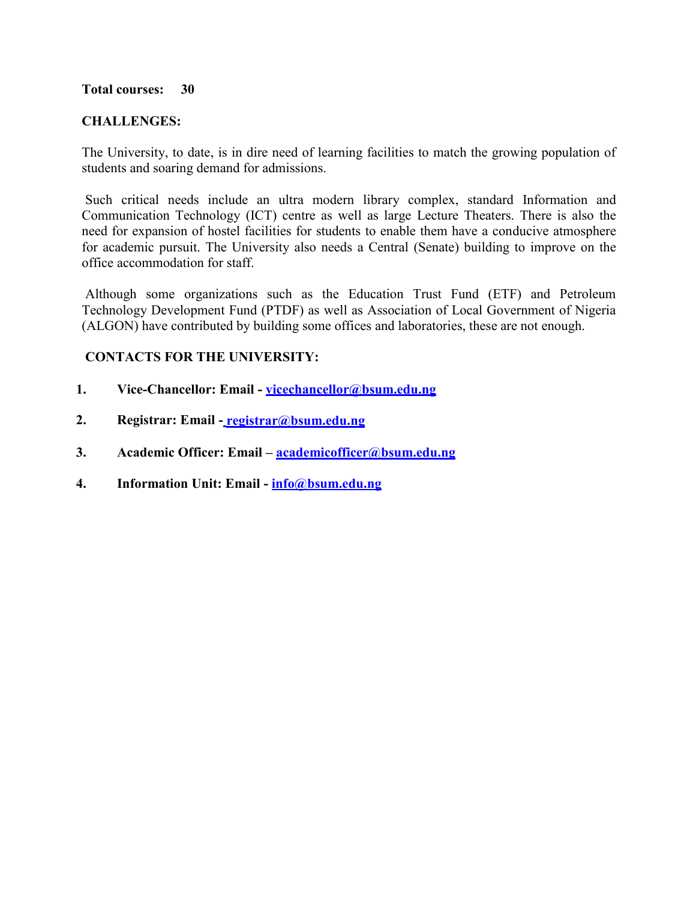**Total courses:  30**

**CHALLENGES:**

The University, to date, is in dire need of learning facilities to match the growing population of students and soaring demand for admissions.

Such critical needs include an ultra modern library complex, standard Information and Communication Technology (ICT) centre as well as large Lecture Theaters. There is also the need for expansion of hostel facilities for students to enable them have a conducive atmosphere for academic pursuit. The University also needs a Central (Senate) building to improve on the office accommodation for staff.

Although some organizations such as the Education Trust Fund (ETF) and Petroleum Technology Development Fund (PTDF) as well as Association of Local Government of Nigeria (ALGON) have contributed by building some offices and laboratories, these are not enough.

**CONTACTS FOR THE UNIVERSITY:**

1. **Vice-Chancellor: Email - vicechancellor@bsum.edu.ng**
2. **Registrar: Email - registrar@bsum.edu.ng**
3. **Academic Officer: Email – academicofficer@bsum.edu.ng**
4. **Information Unit: Email - info@bsum.edu.ng**